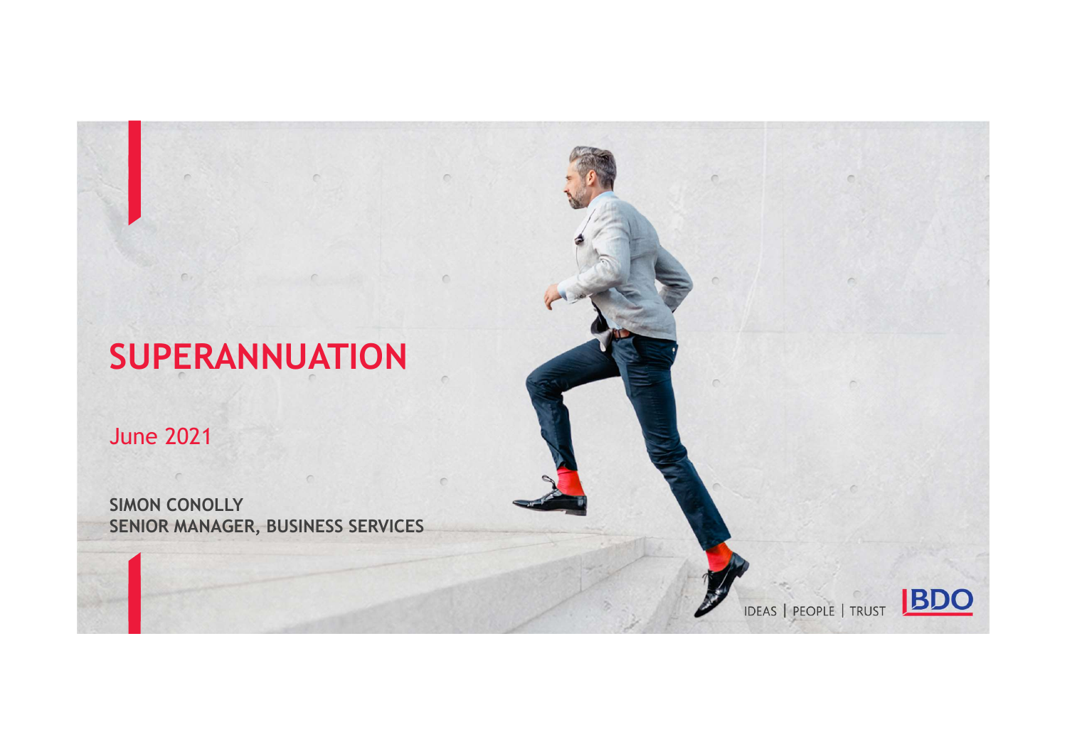# SUPERANNUATION

June 2021

**SIMON CONOLLY**
**SENIOR MANAGER, BUSINESS SERVICES**

IDEAS | PEOPLE | TRUST

BDO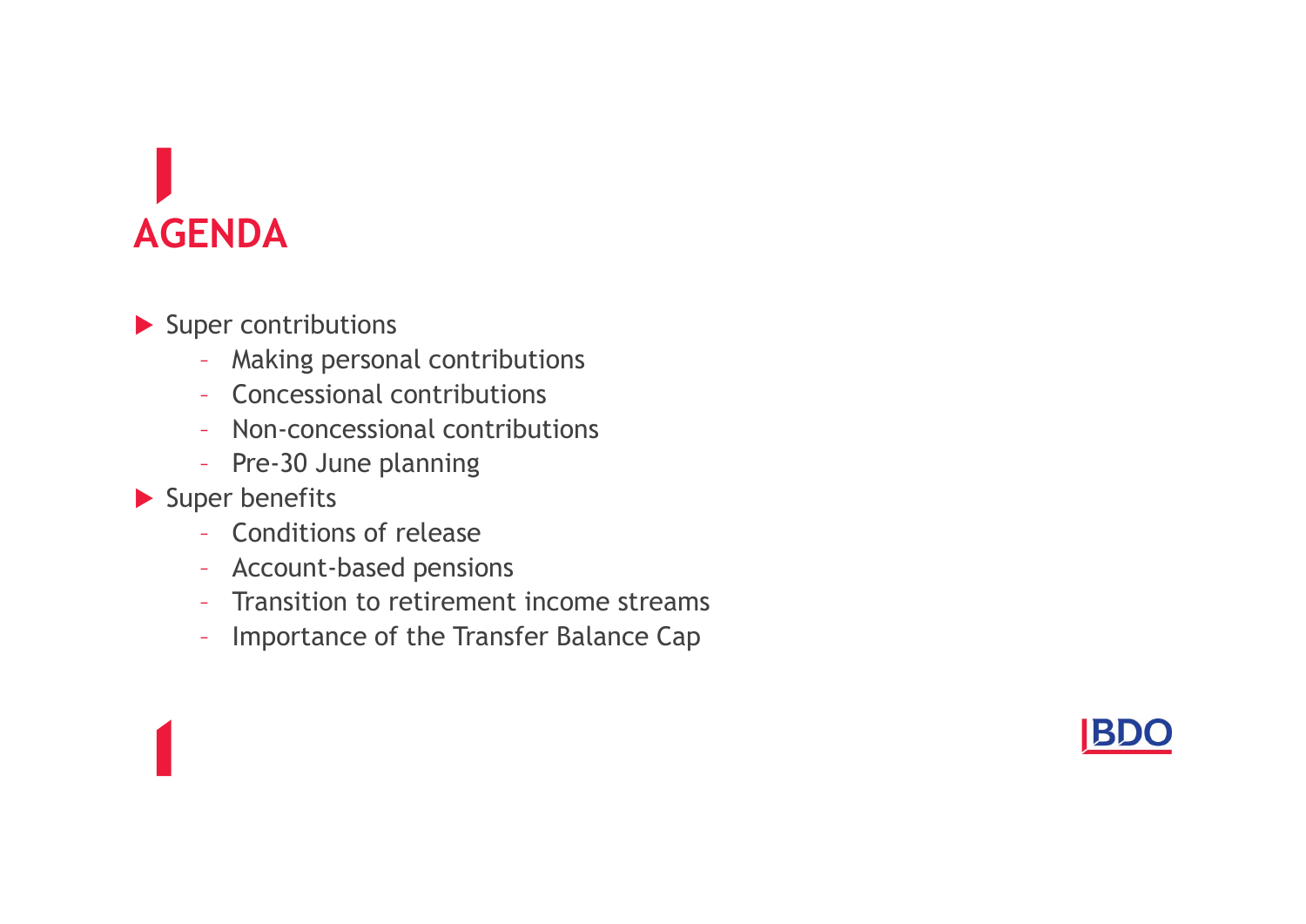# AGENDA

- Super contributions
  - Making personal contributions
  - Concessional contributions
  - Non-concessional contributions
  - Pre-30 June planning
- Super benefits
  - Conditions of release
  - Account-based pensions
  - Transition to retirement income streams
  - Importance of the Transfer Balance Cap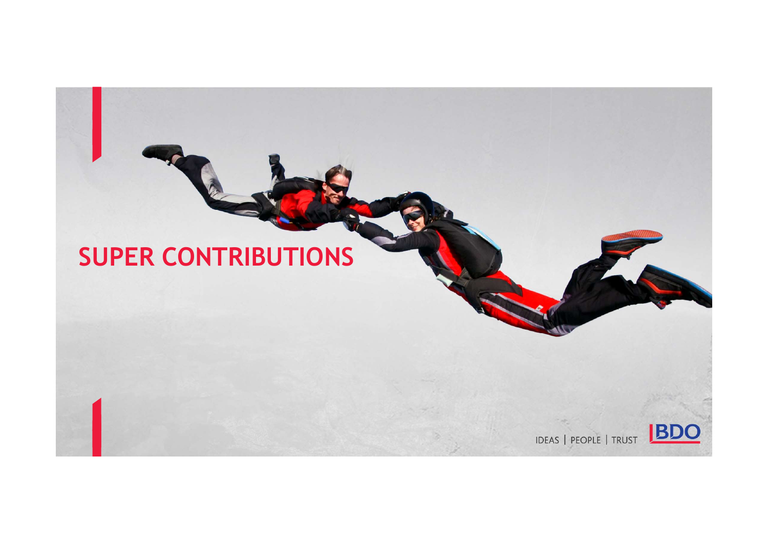# SUPER CONTRIBUTIONS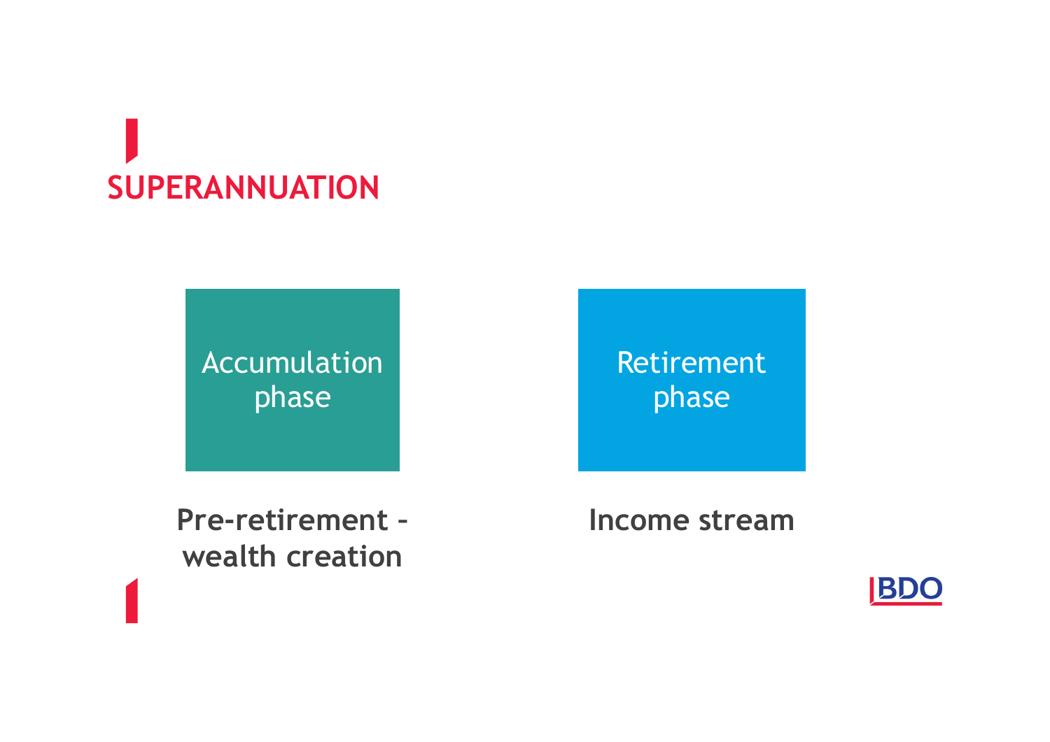# SUPERANNUATION

Accumulation phase

Pre-retirement – wealth creation

Retirement phase

Income stream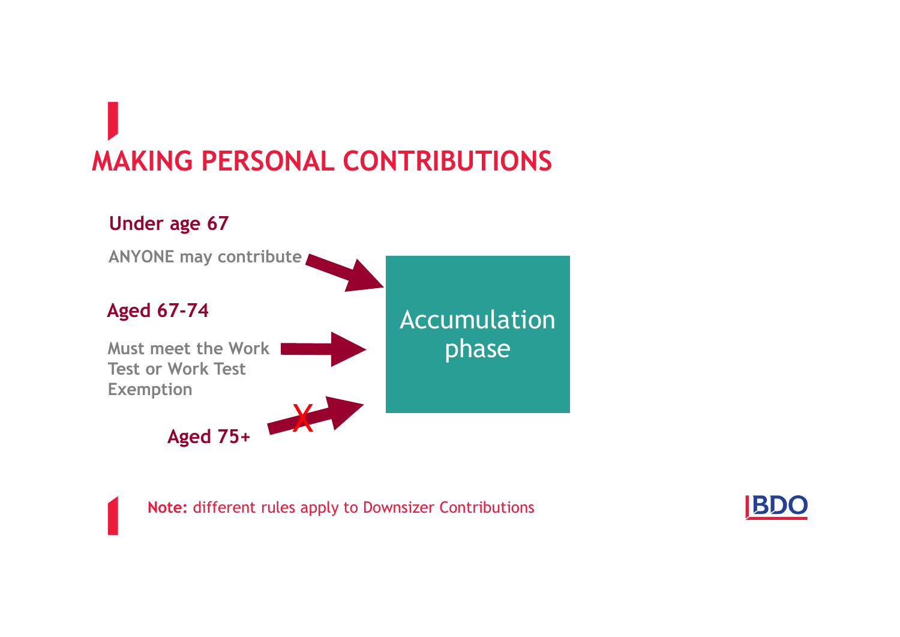# MAKING PERSONAL CONTRIBUTIONS

**Under age 67**

ANYONE may contribute → Accumulation phase

**Aged 67-74**

Must meet the Work Test or Work Test Exemption → Accumulation phase

**Aged 75+** → X

**Note:** different rules apply to Downsizer Contributions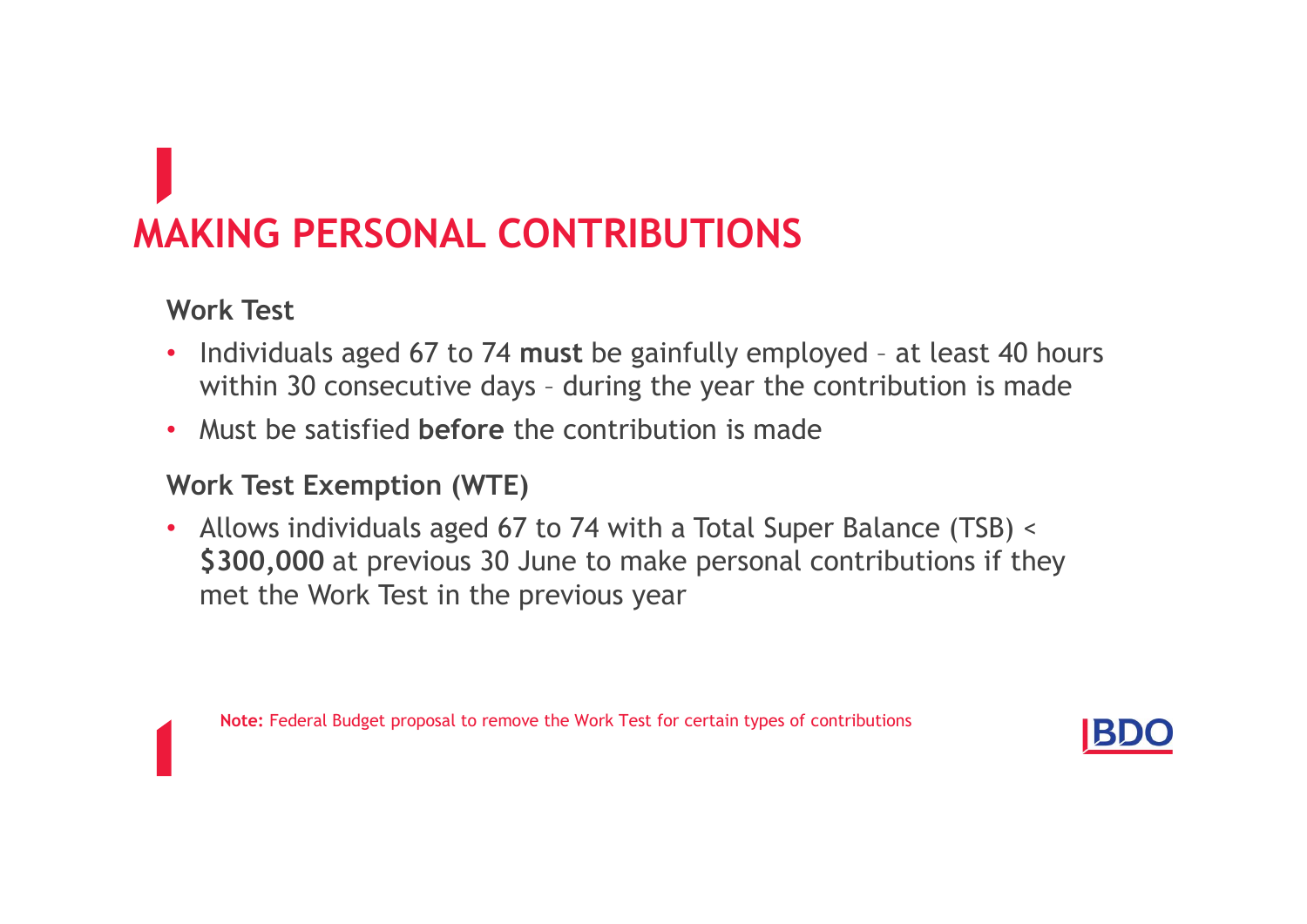# MAKING PERSONAL CONTRIBUTIONS

**Work Test**

- Individuals aged 67 to 74 **must** be gainfully employed – at least 40 hours within 30 consecutive days – during the year the contribution is made
- Must be satisfied **before** the contribution is made

**Work Test Exemption (WTE)**

- Allows individuals aged 67 to 74 with a Total Super Balance (TSB) < **$300,000** at previous 30 June to make personal contributions if they met the Work Test in the previous year

**Note:** Federal Budget proposal to remove the Work Test for certain types of contributions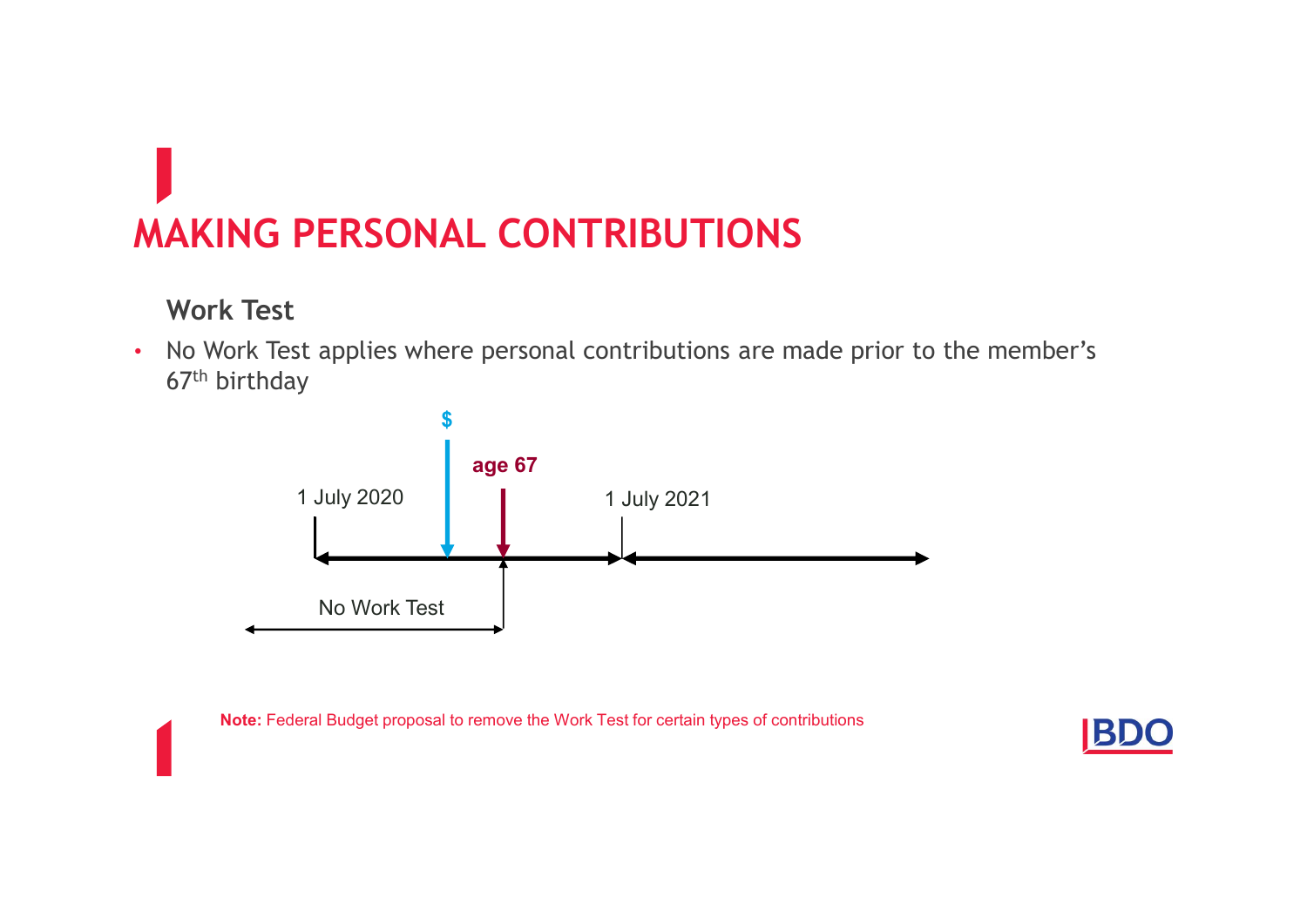# MAKING PERSONAL CONTRIBUTIONS

## Work Test

- No Work Test applies where personal contributions are made prior to the member's 67th birthday

$

age 67

1 July 2020

1 July 2021

No Work Test

**Note:** Federal Budget proposal to remove the Work Test for certain types of contributions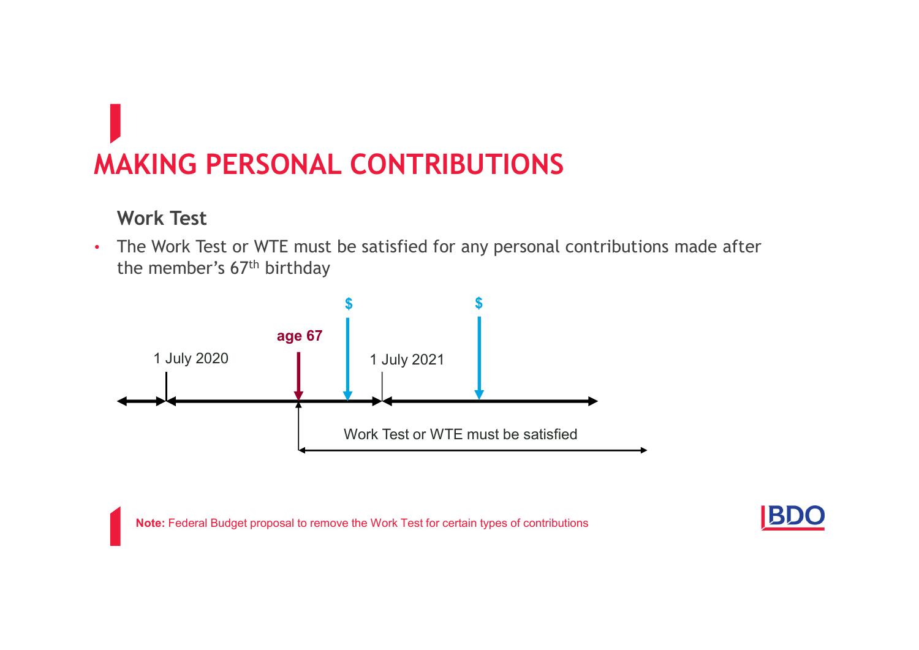# MAKING PERSONAL CONTRIBUTIONS

## Work Test

- The Work Test or WTE must be satisfied for any personal contributions made after the member's 67th birthday

$ $

age 67

1 July 2020

1 July 2021

Work Test or WTE must be satisfied

**Note:** Federal Budget proposal to remove the Work Test for certain types of contributions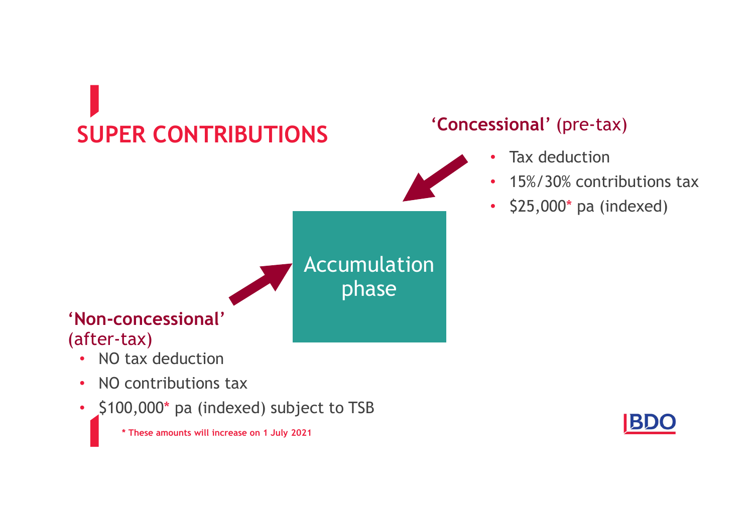# SUPER CONTRIBUTIONS

**'Concessional'** (pre-tax)

- Tax deduction
- 15%/30% contributions tax
- $25,000* pa (indexed)

Accumulation phase

**'Non-concessional'** (after-tax)

- NO tax deduction
- NO contributions tax
- $100,000* pa (indexed) subject to TSB

**\* These amounts will increase on 1 July 2021**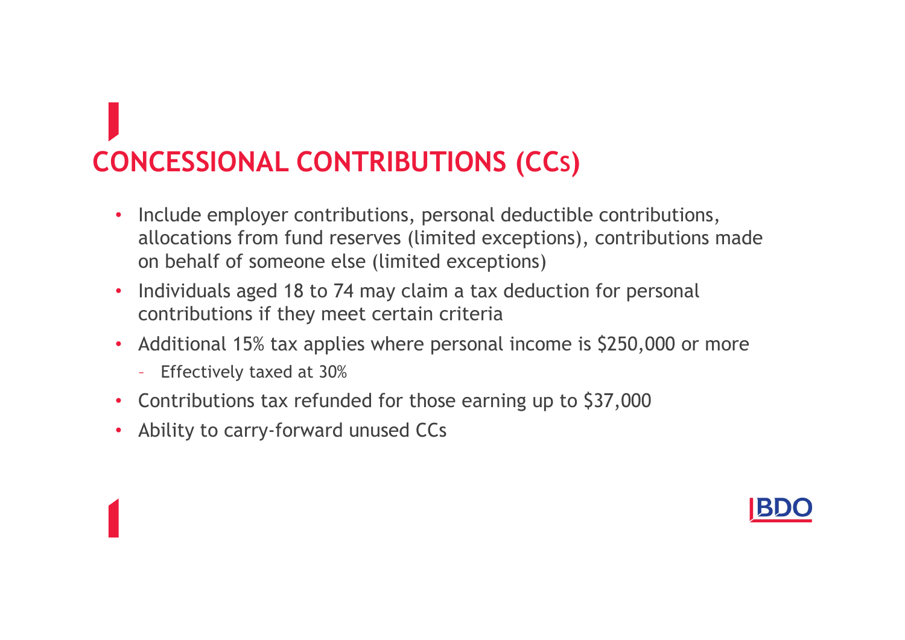# CONCESSIONAL CONTRIBUTIONS (CCs)

- Include employer contributions, personal deductible contributions, allocations from fund reserves (limited exceptions), contributions made on behalf of someone else (limited exceptions)
- Individuals aged 18 to 74 may claim a tax deduction for personal contributions if they meet certain criteria
- Additional 15% tax applies where personal income is $250,000 or more
  - Effectively taxed at 30%
- Contributions tax refunded for those earning up to $37,000
- Ability to carry-forward unused CCs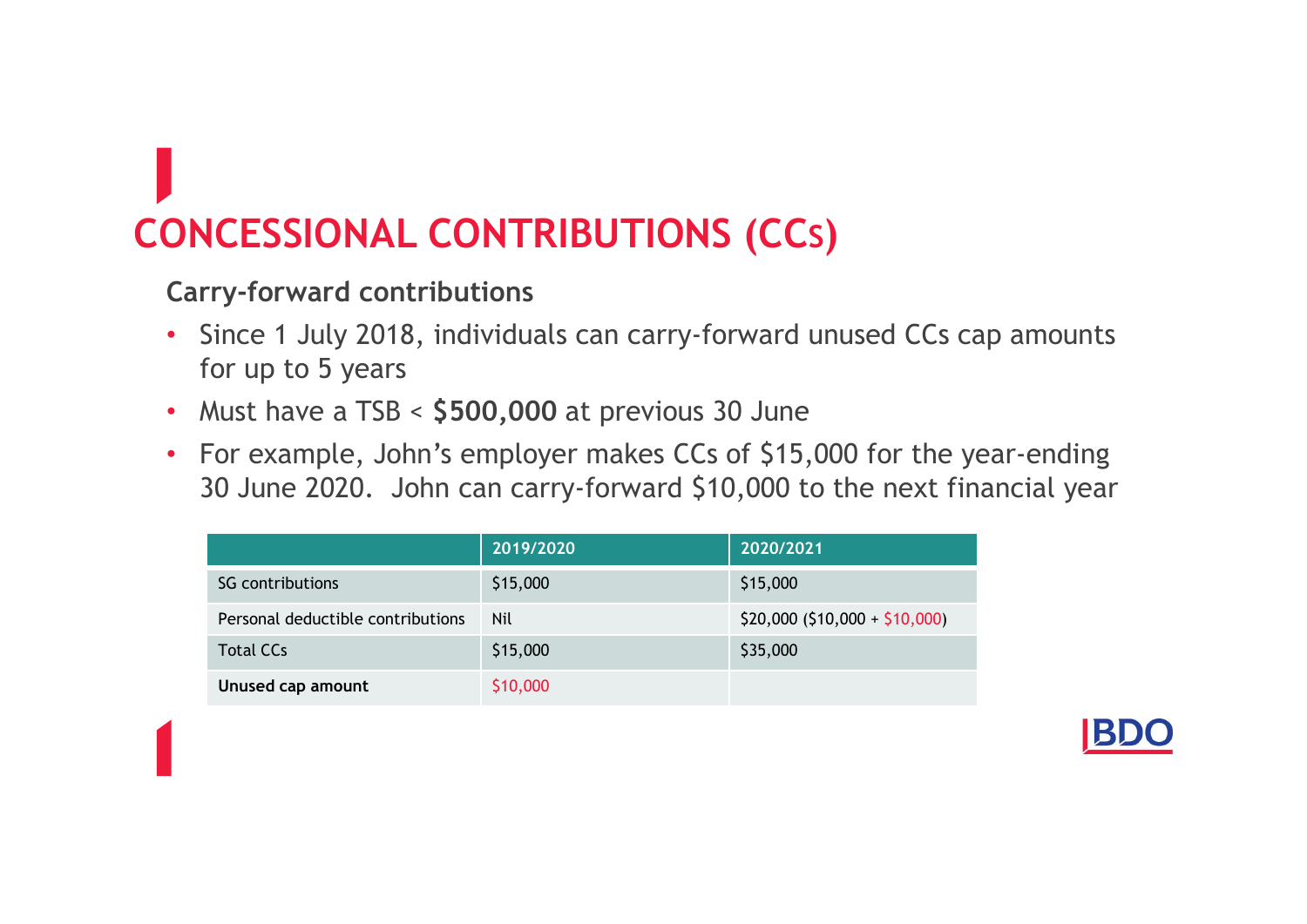# CONCESSIONAL CONTRIBUTIONS (CCs)

**Carry-forward contributions**

- Since 1 July 2018, individuals can carry-forward unused CCs cap amounts for up to 5 years
- Must have a TSB < **$500,000** at previous 30 June
- For example, John's employer makes CCs of $15,000 for the year-ending 30 June 2020. John can carry-forward $10,000 to the next financial year

| | 2019/2020 | 2020/2021 |
|---|---|---|
| SG contributions | $15,000 | $15,000 |
| Personal deductible contributions | Nil | $20,000 ($10,000 + $10,000) |
| Total CCs | $15,000 | $35,000 |
| **Unused cap amount** | $10,000 | |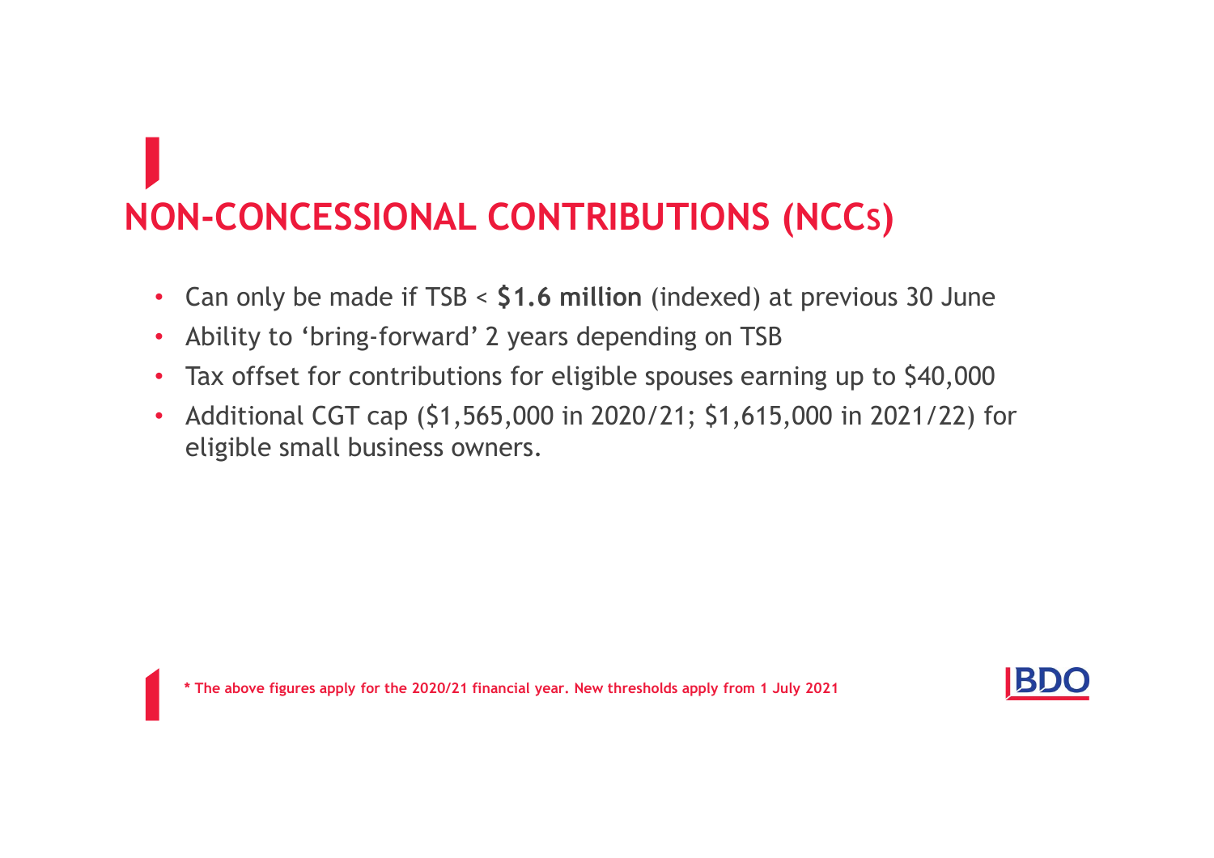# NON-CONCESSIONAL CONTRIBUTIONS (NCCS)

- Can only be made if TSB < **$1.6 million** (indexed) at previous 30 June
- Ability to 'bring-forward' 2 years depending on TSB
- Tax offset for contributions for eligible spouses earning up to $40,000
- Additional CGT cap ($1,565,000 in 2020/21; $1,615,000 in 2021/22) for eligible small business owners.

**\* The above figures apply for the 2020/21 financial year. New thresholds apply from 1 July 2021**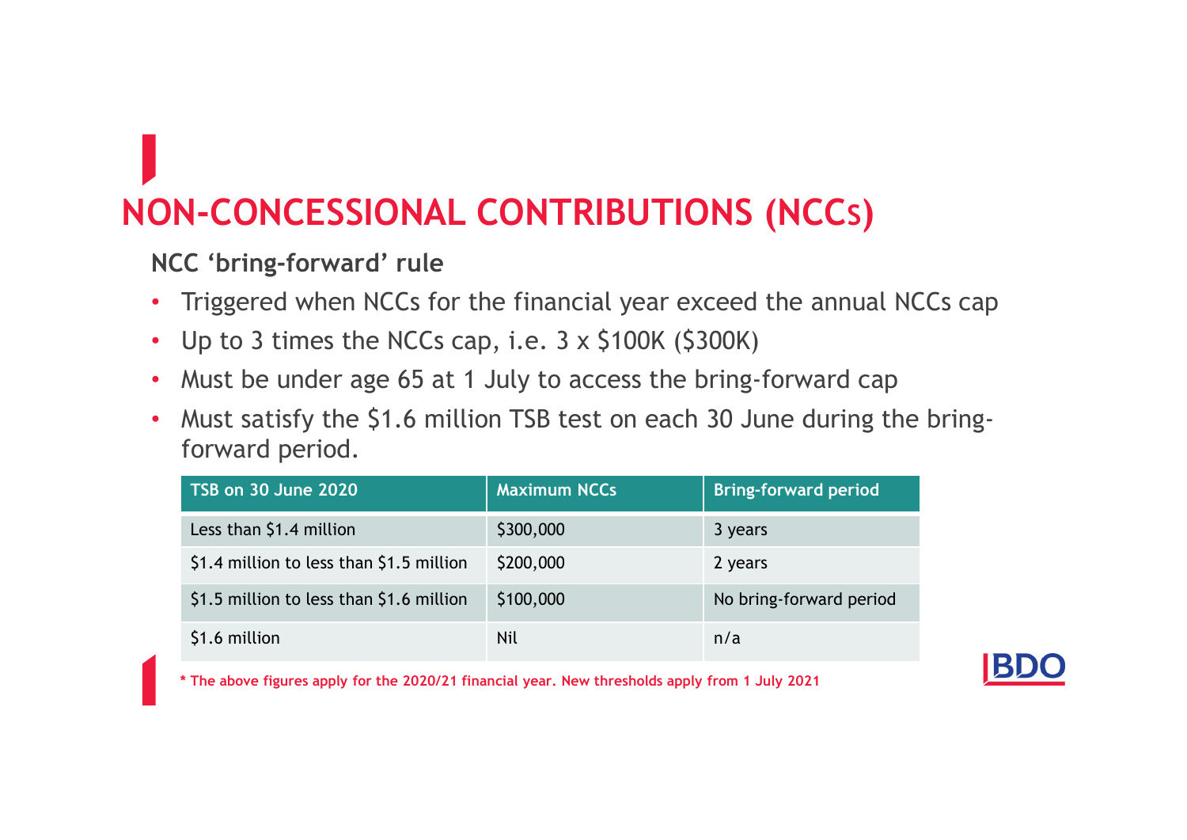# NON-CONCESSIONAL CONTRIBUTIONS (NCCS)

**NCC 'bring-forward' rule**

- Triggered when NCCs for the financial year exceed the annual NCCs cap
- Up to 3 times the NCCs cap, i.e. 3 x $100K ($300K)
- Must be under age 65 at 1 July to access the bring-forward cap
- Must satisfy the $1.6 million TSB test on each 30 June during the bring-forward period.

| TSB on 30 June 2020 | Maximum NCCs | Bring-forward period |
|---|---|---|
| Less than $1.4 million | $300,000 | 3 years |
| $1.4 million to less than $1.5 million | $200,000 | 2 years |
| $1.5 million to less than $1.6 million | $100,000 | No bring-forward period |
| $1.6 million | Nil | n/a |

**\* The above figures apply for the 2020/21 financial year. New thresholds apply from 1 July 2021**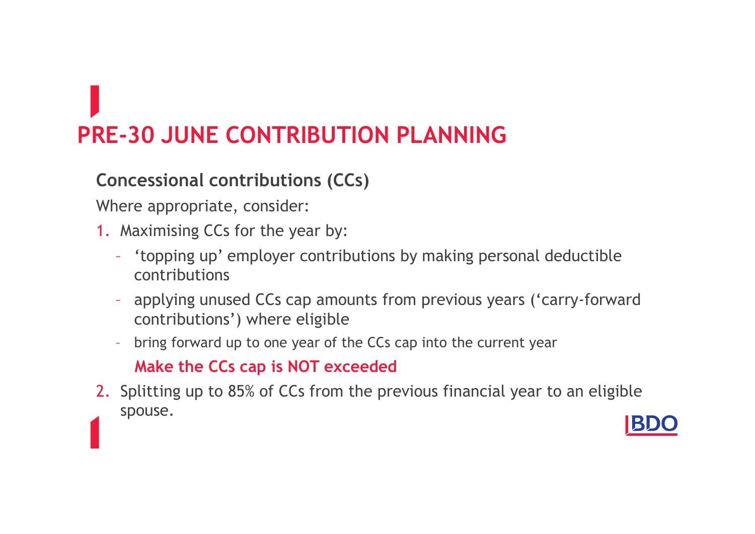# PRE-30 JUNE CONTRIBUTION PLANNING

## Concessional contributions (CCs)

Where appropriate, consider:

1. Maximising CCs for the year by:
   - ‘topping up’ employer contributions by making personal deductible contributions
   - applying unused CCs cap amounts from previous years (‘carry-forward contributions’) where eligible
   - bring forward up to one year of the CCs cap into the current year

   **Make the CCs cap is NOT exceeded**

2. Splitting up to 85% of CCs from the previous financial year to an eligible spouse.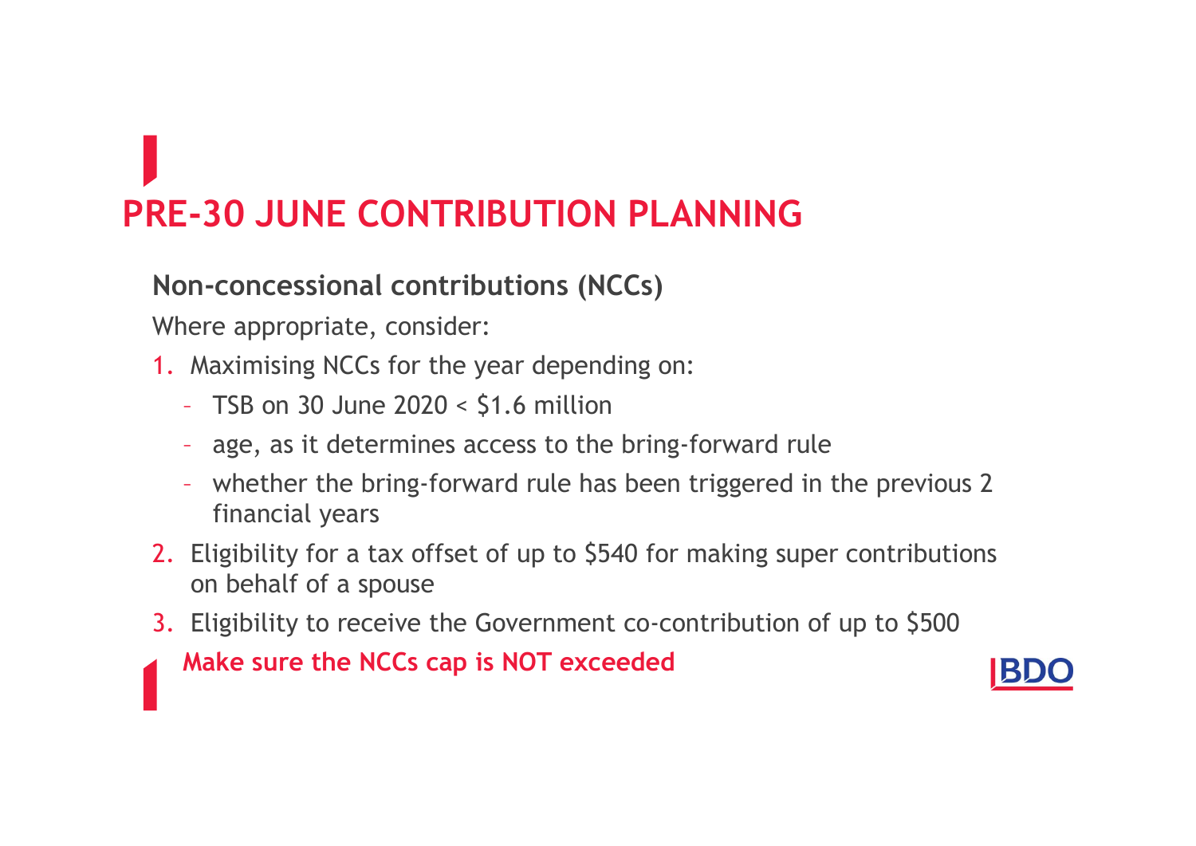# PRE-30 JUNE CONTRIBUTION PLANNING

## Non-concessional contributions (NCCs)

Where appropriate, consider:

1. Maximising NCCs for the year depending on:
   - TSB on 30 June 2020 < $1.6 million
   - age, as it determines access to the bring-forward rule
   - whether the bring-forward rule has been triggered in the previous 2 financial years
2. Eligibility for a tax offset of up to $540 for making super contributions on behalf of a spouse
3. Eligibility to receive the Government co-contribution of up to $500

**Make sure the NCCs cap is NOT exceeded**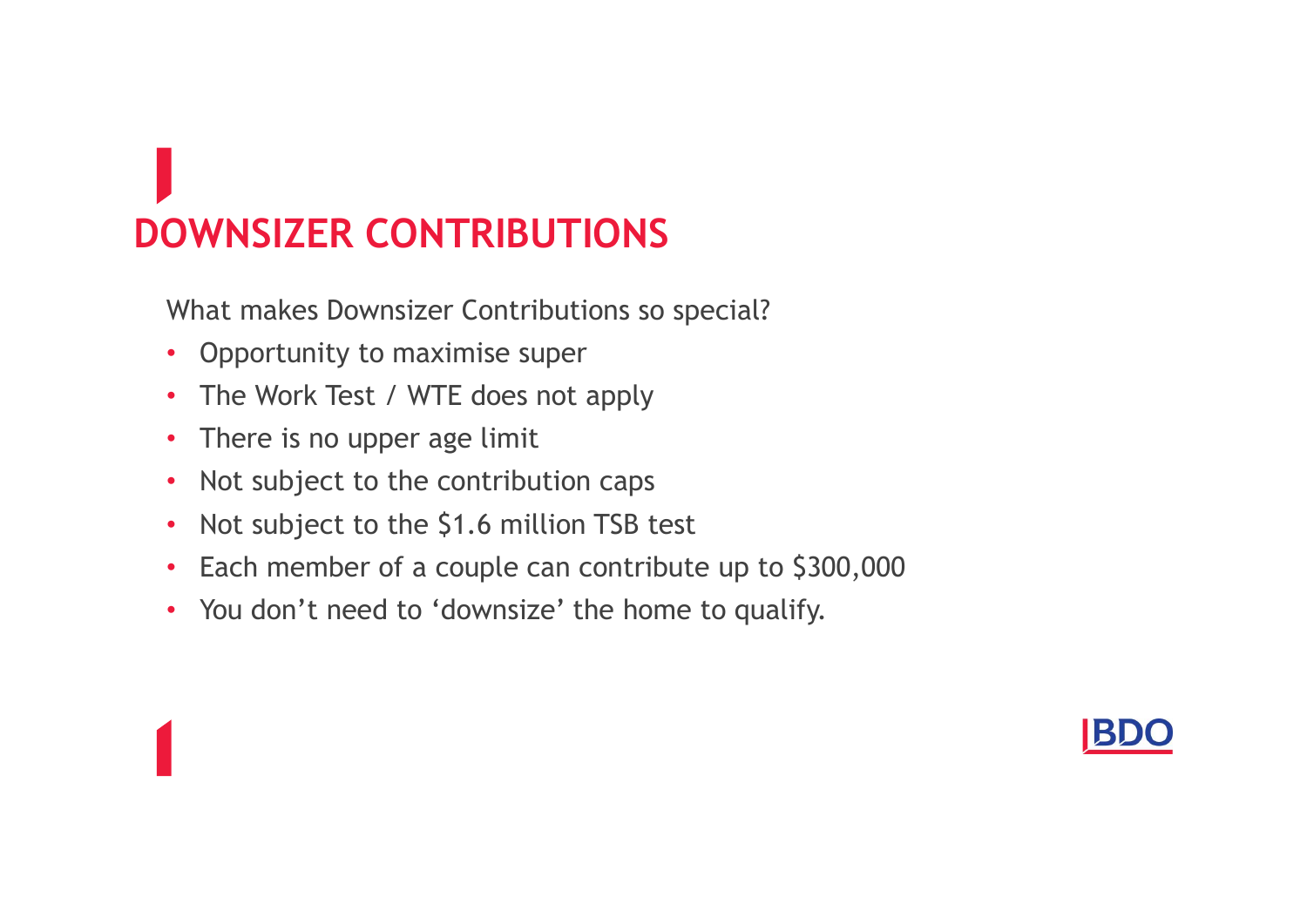# DOWNSIZER CONTRIBUTIONS

What makes Downsizer Contributions so special?

- Opportunity to maximise super
- The Work Test / WTE does not apply
- There is no upper age limit
- Not subject to the contribution caps
- Not subject to the $1.6 million TSB test
- Each member of a couple can contribute up to $300,000
- You don't need to 'downsize' the home to qualify.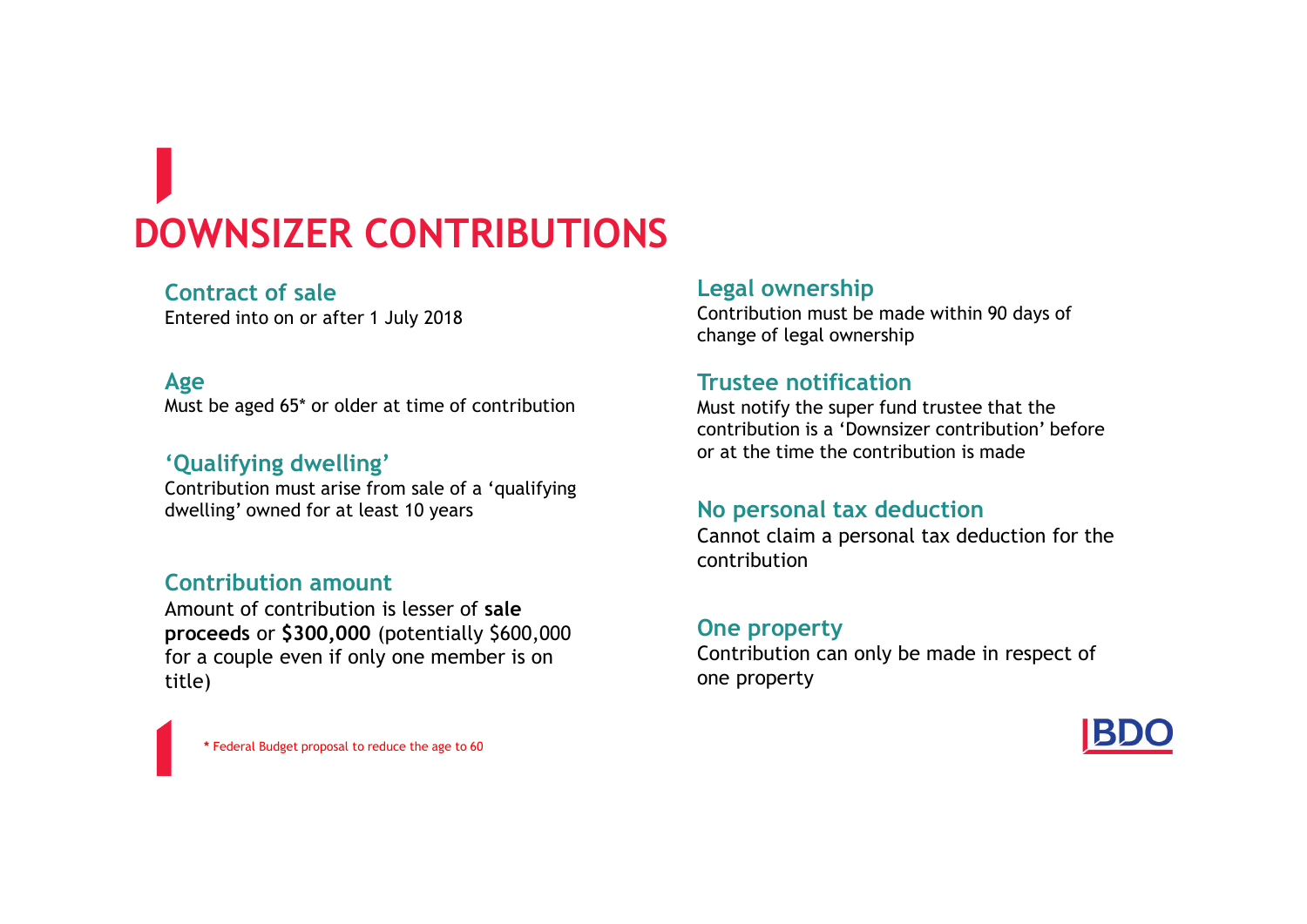# DOWNSIZER CONTRIBUTIONS

### Contract of sale
Entered into on or after 1 July 2018

### Age
Must be aged 65* or older at time of contribution

### 'Qualifying dwelling'
Contribution must arise from sale of a 'qualifying dwelling' owned for at least 10 years

### Contribution amount
Amount of contribution is lesser of **sale proceeds** or **$300,000** (potentially $600,000 for a couple even if only one member is on title)

### Legal ownership
Contribution must be made within 90 days of change of legal ownership

### Trustee notification
Must notify the super fund trustee that the contribution is a 'Downsizer contribution' before or at the time the contribution is made

### No personal tax deduction
Cannot claim a personal tax deduction for the contribution

### One property
Contribution can only be made in respect of one property

* Federal Budget proposal to reduce the age to 60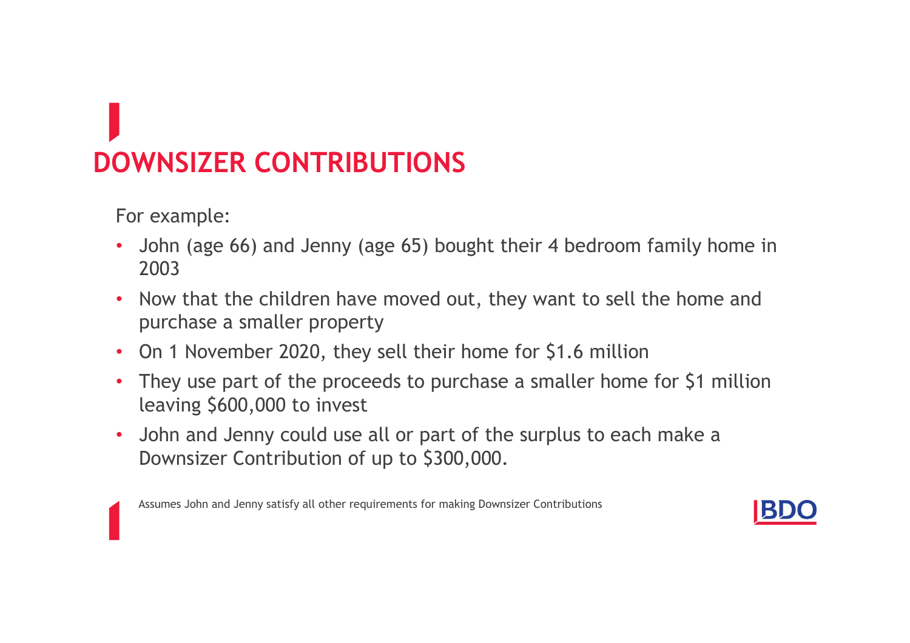# DOWNSIZER CONTRIBUTIONS

For example:

- John (age 66) and Jenny (age 65) bought their 4 bedroom family home in 2003
- Now that the children have moved out, they want to sell the home and purchase a smaller property
- On 1 November 2020, they sell their home for $1.6 million
- They use part of the proceeds to purchase a smaller home for $1 million leaving $600,000 to invest
- John and Jenny could use all or part of the surplus to each make a Downsizer Contribution of up to $300,000.

Assumes John and Jenny satisfy all other requirements for making Downsizer Contributions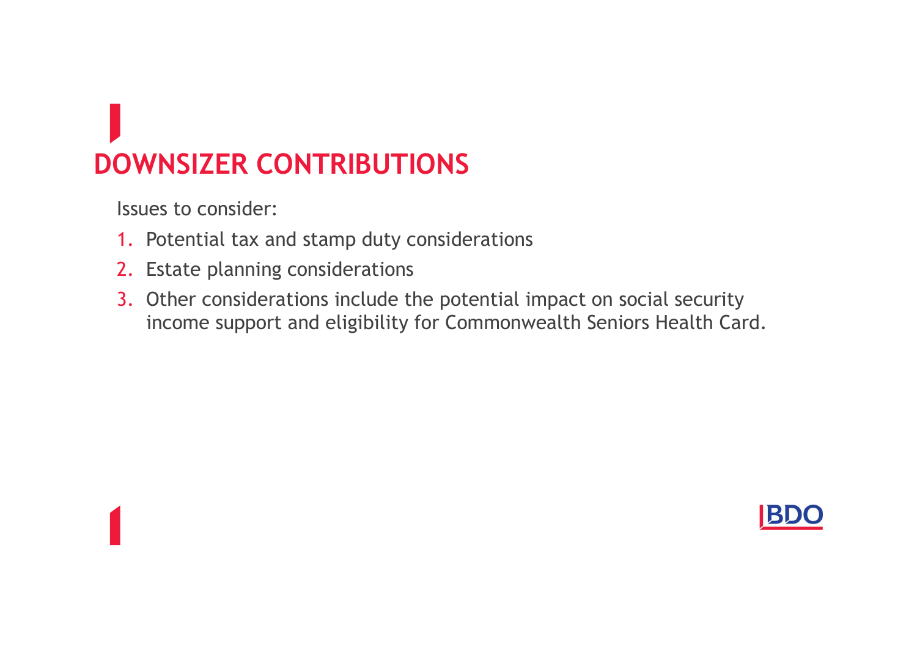# DOWNSIZER CONTRIBUTIONS

Issues to consider:

1. Potential tax and stamp duty considerations
2. Estate planning considerations
3. Other considerations include the potential impact on social security income support and eligibility for Commonwealth Seniors Health Card.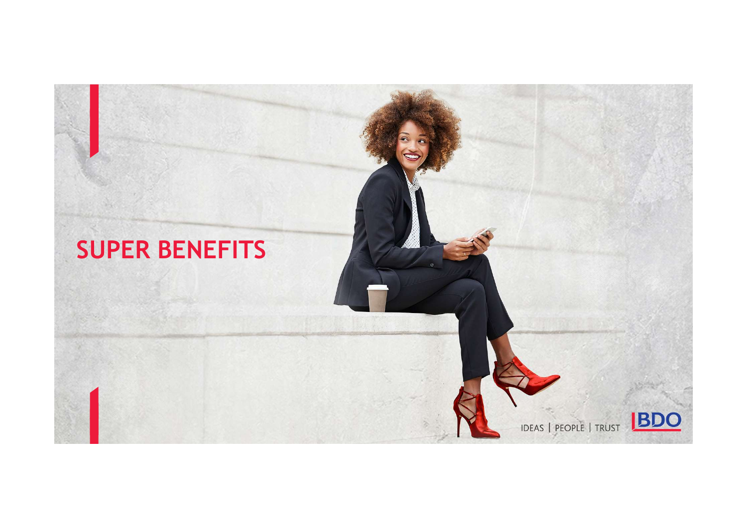# SUPER BENEFITS

IDEAS | PEOPLE | TRUST

BDO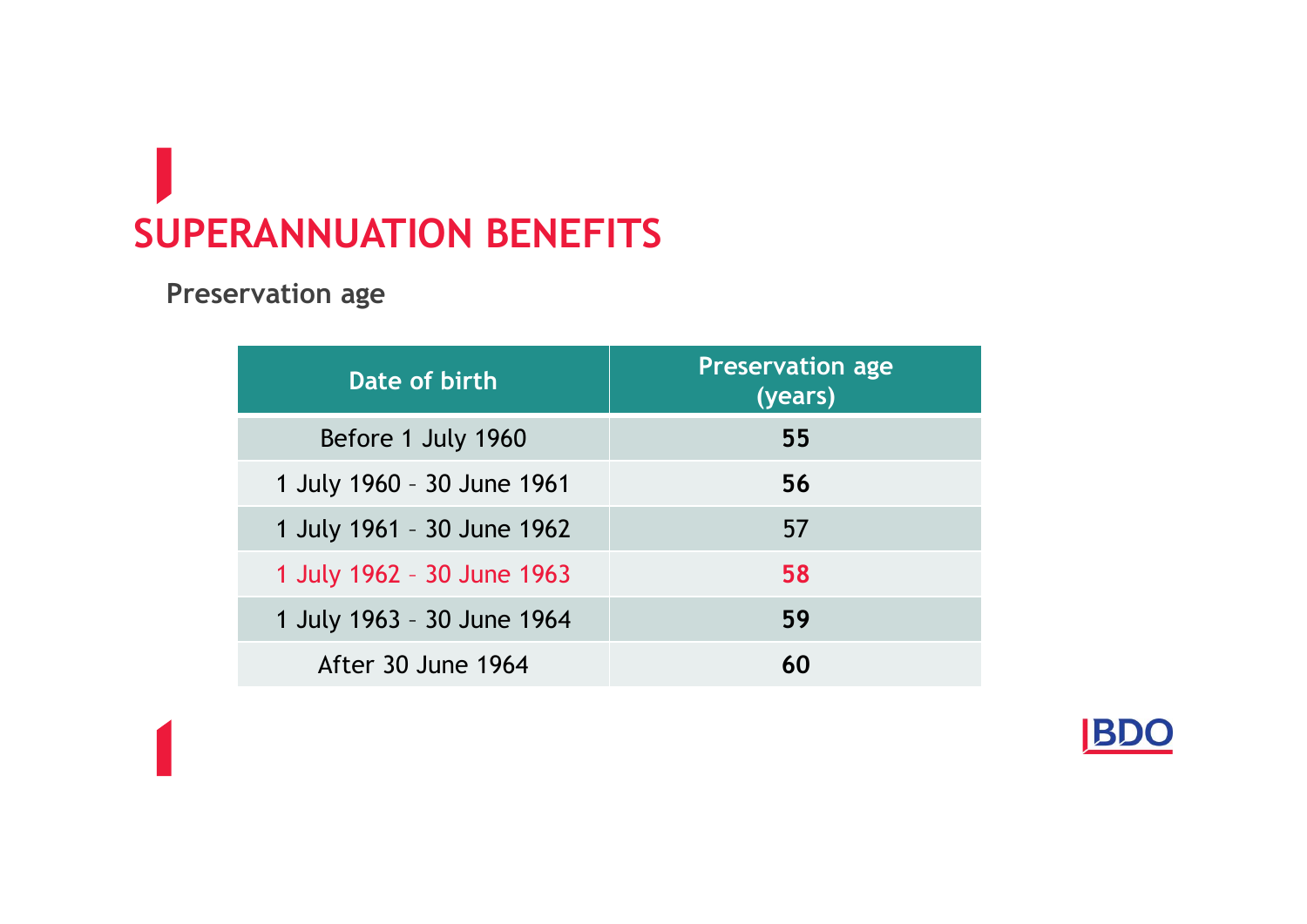# SUPERANNUATION BENEFITS

## Preservation age

| Date of birth | Preservation age (years) |
| --- | --- |
| Before 1 July 1960 | **55** |
| 1 July 1960 – 30 June 1961 | **56** |
| 1 July 1961 – 30 June 1962 | 57 |
| 1 July 1962 – 30 June 1963 | **58** |
| 1 July 1963 – 30 June 1964 | **59** |
| After 30 June 1964 | **60** |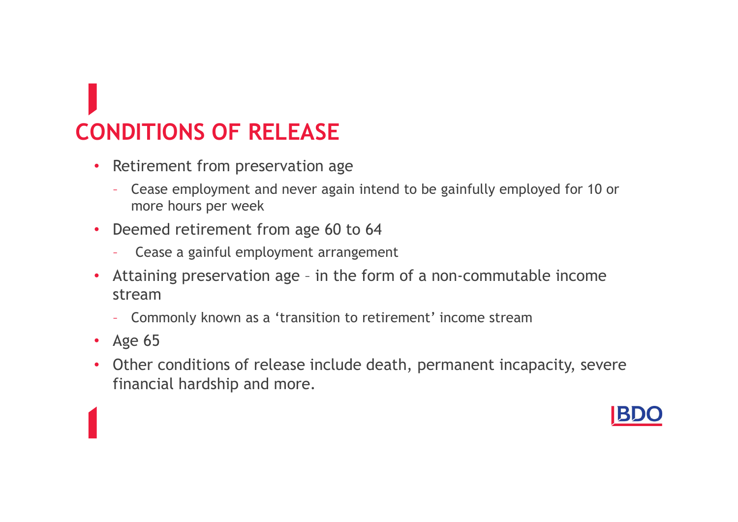# CONDITIONS OF RELEASE

- Retirement from preservation age
  - Cease employment and never again intend to be gainfully employed for 10 or more hours per week
- Deemed retirement from age 60 to 64
  - Cease a gainful employment arrangement
- Attaining preservation age – in the form of a non-commutable income stream
  - Commonly known as a ‘transition to retirement’ income stream
- Age 65
- Other conditions of release include death, permanent incapacity, severe financial hardship and more.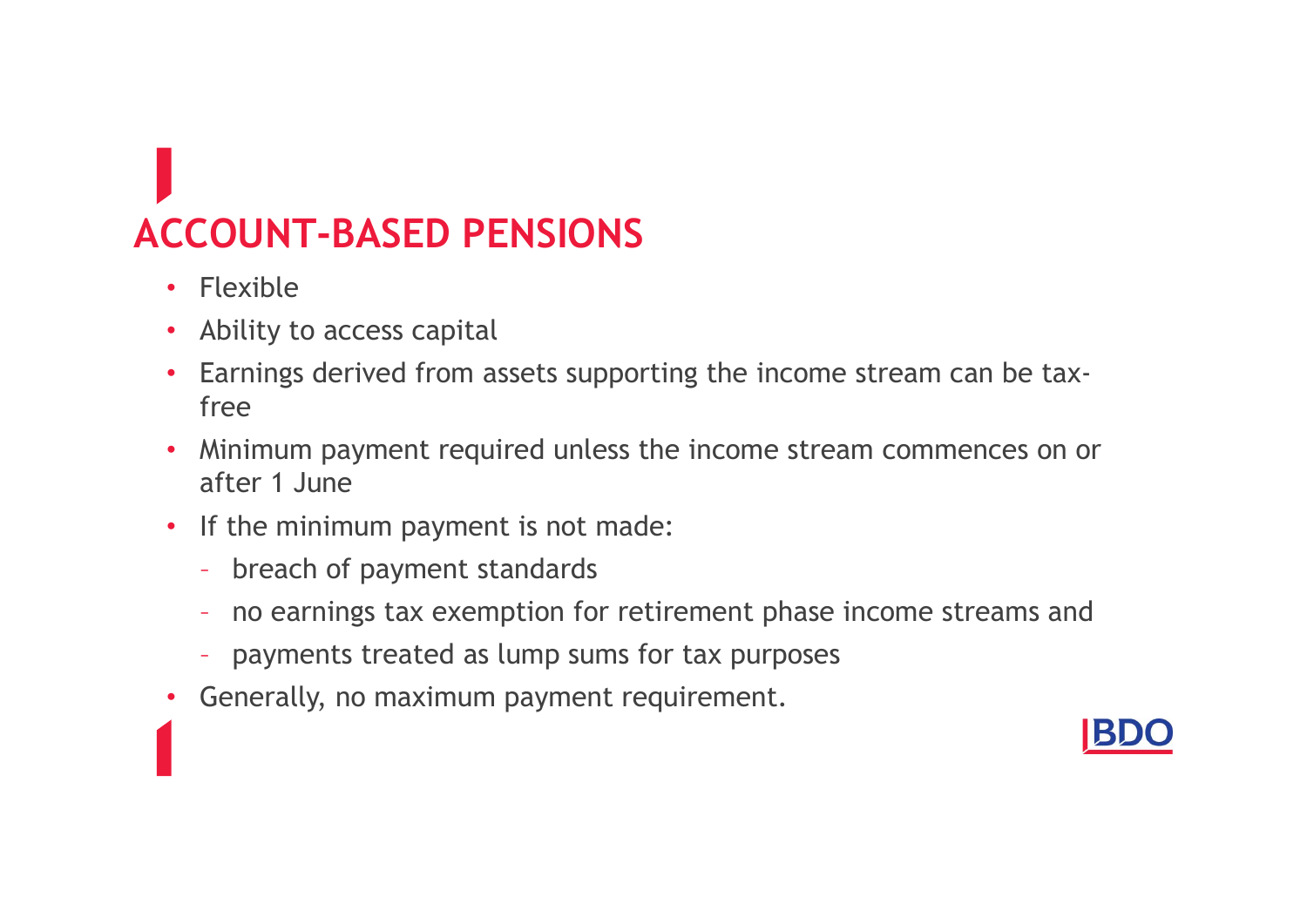# ACCOUNT-BASED PENSIONS

- Flexible
- Ability to access capital
- Earnings derived from assets supporting the income stream can be tax-free
- Minimum payment required unless the income stream commences on or after 1 June
- If the minimum payment is not made:
  - breach of payment standards
  - no earnings tax exemption for retirement phase income streams and
  - payments treated as lump sums for tax purposes
- Generally, no maximum payment requirement.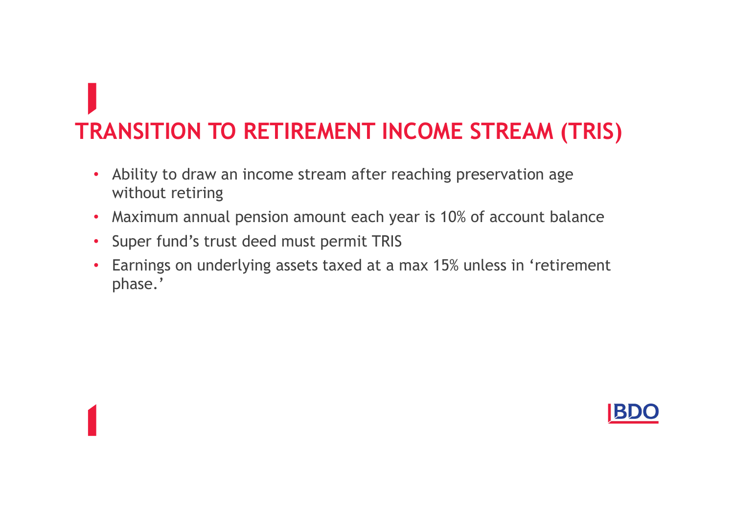# TRANSITION TO RETIREMENT INCOME STREAM (TRIS)

- Ability to draw an income stream after reaching preservation age without retiring
- Maximum annual pension amount each year is 10% of account balance
- Super fund's trust deed must permit TRIS
- Earnings on underlying assets taxed at a max 15% unless in 'retirement phase.'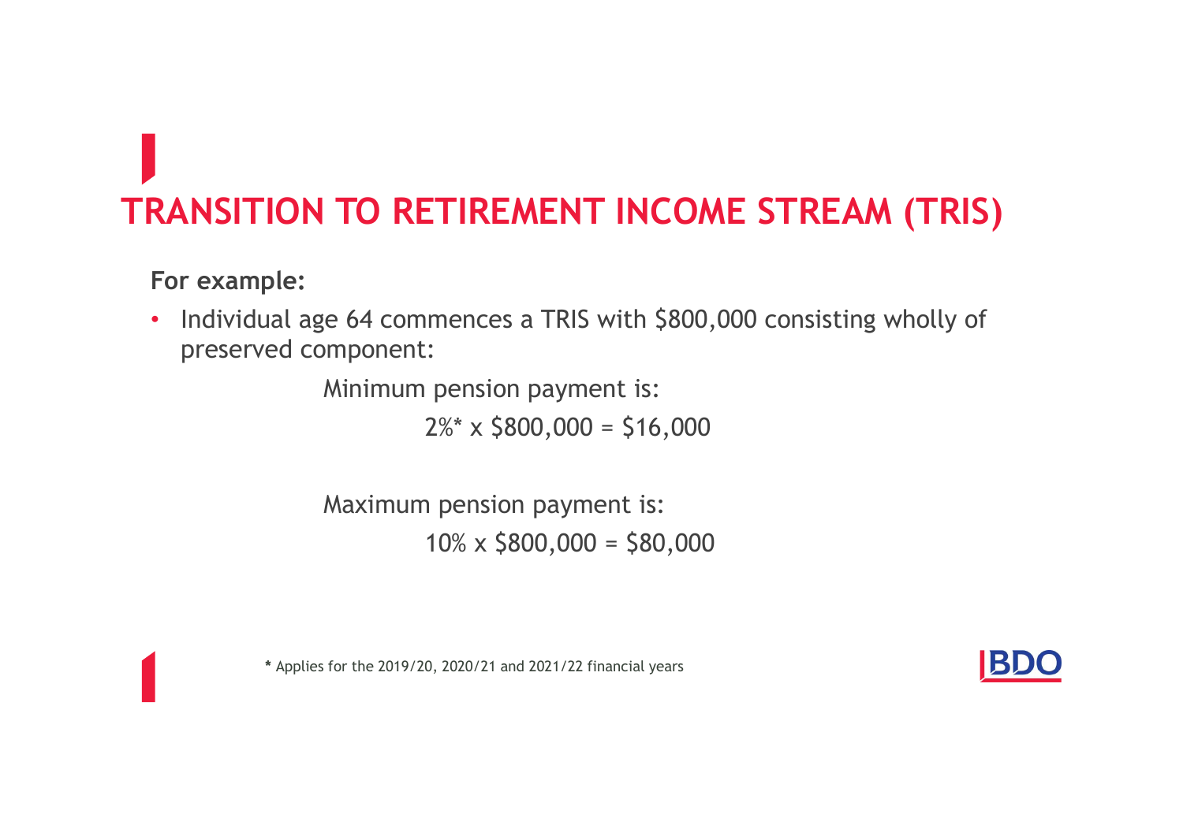# TRANSITION TO RETIREMENT INCOME STREAM (TRIS)

**For example:**

- Individual age 64 commences a TRIS with $800,000 consisting wholly of preserved component:

  Minimum pension payment is:

  2%* x $800,000 = $16,000

  Maximum pension payment is:

  10% x $800,000 = $80,000

**\*** Applies for the 2019/20, 2020/21 and 2021/22 financial years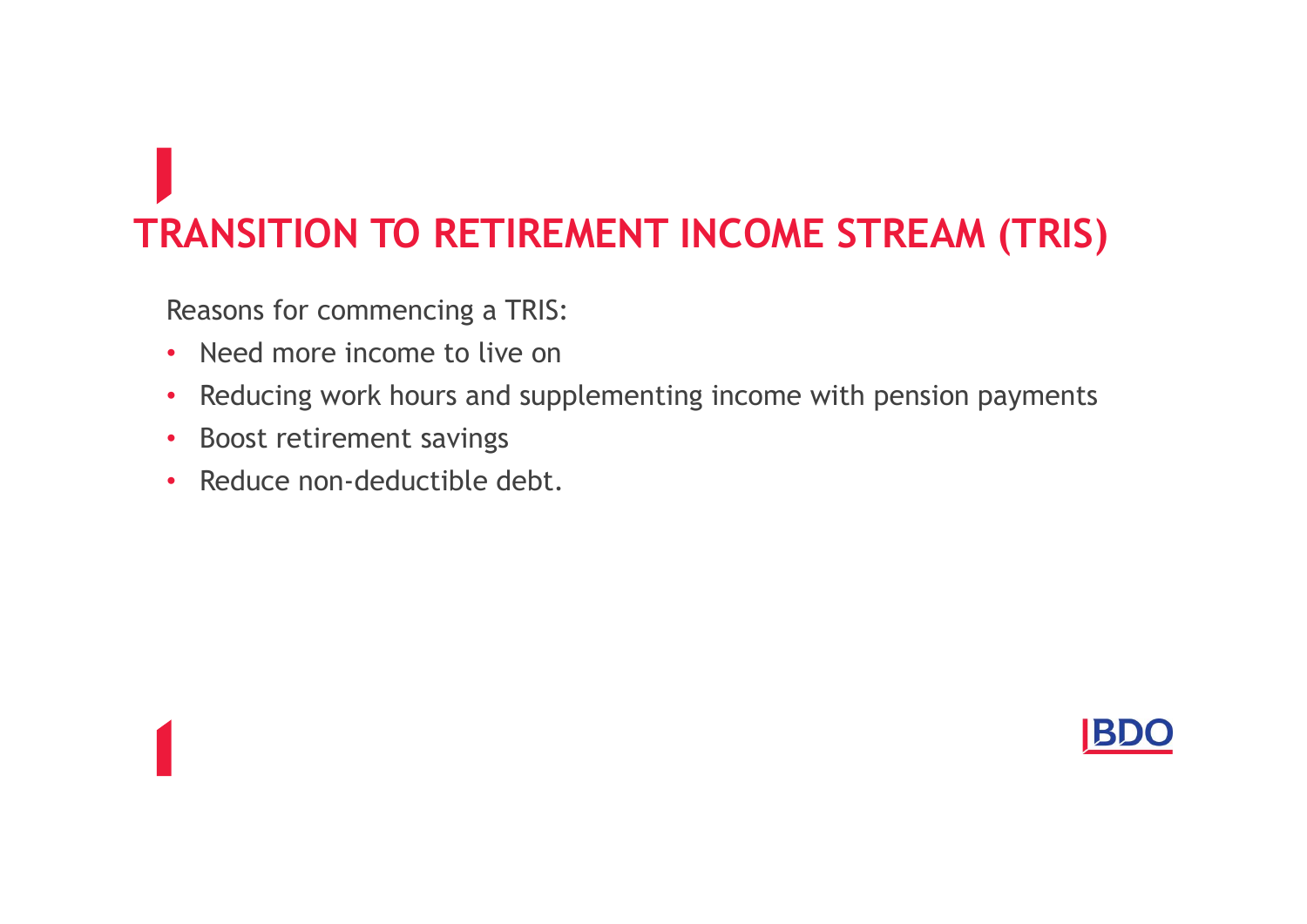# TRANSITION TO RETIREMENT INCOME STREAM (TRIS)

Reasons for commencing a TRIS:

- Need more income to live on
- Reducing work hours and supplementing income with pension payments
- Boost retirement savings
- Reduce non-deductible debt.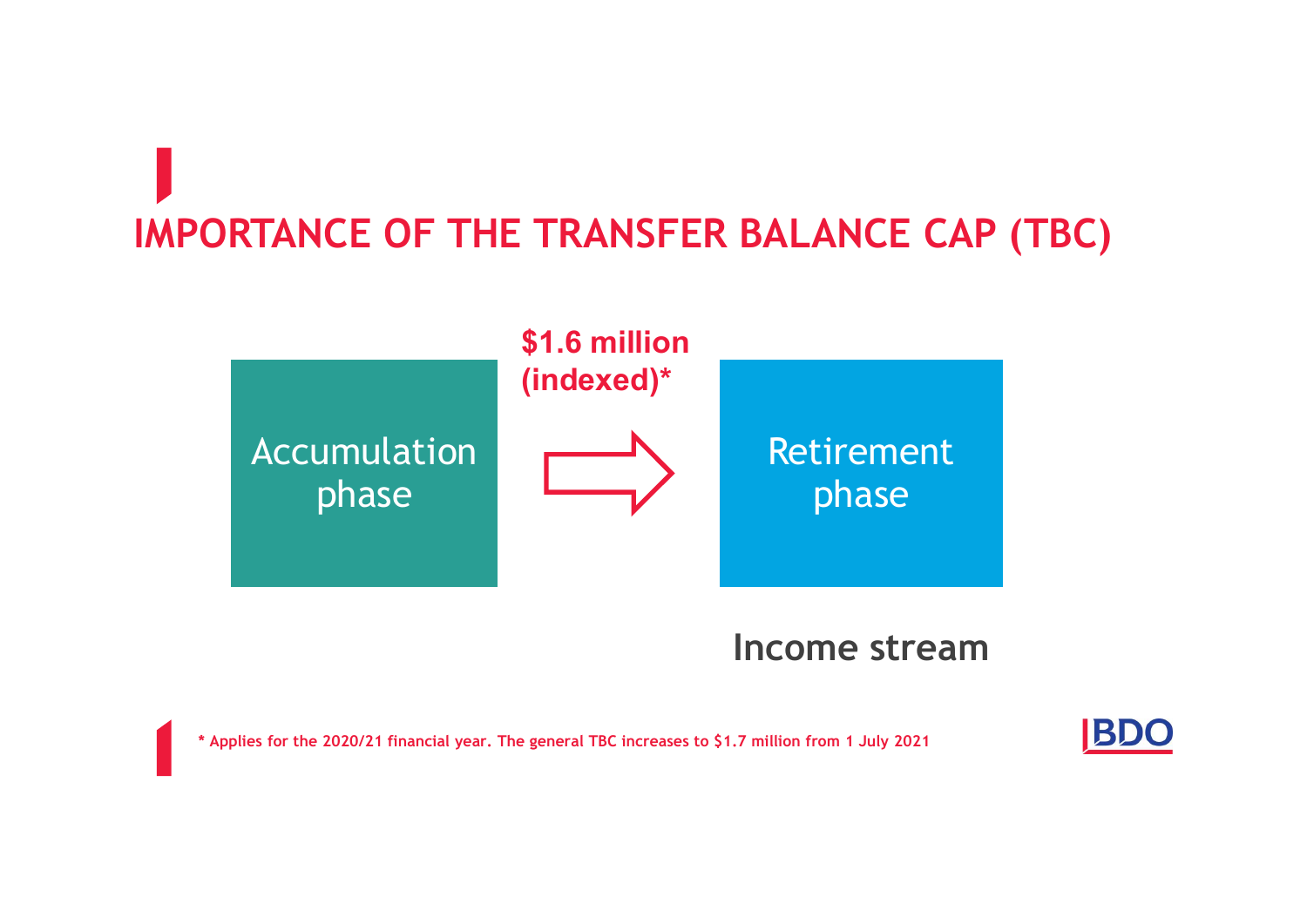# IMPORTANCE OF THE TRANSFER BALANCE CAP (TBC)

Accumulation phase

**$1.6 million (indexed)***

Retirement phase

**Income stream**

* Applies for the 2020/21 financial year. The general TBC increases to $1.7 million from 1 July 2021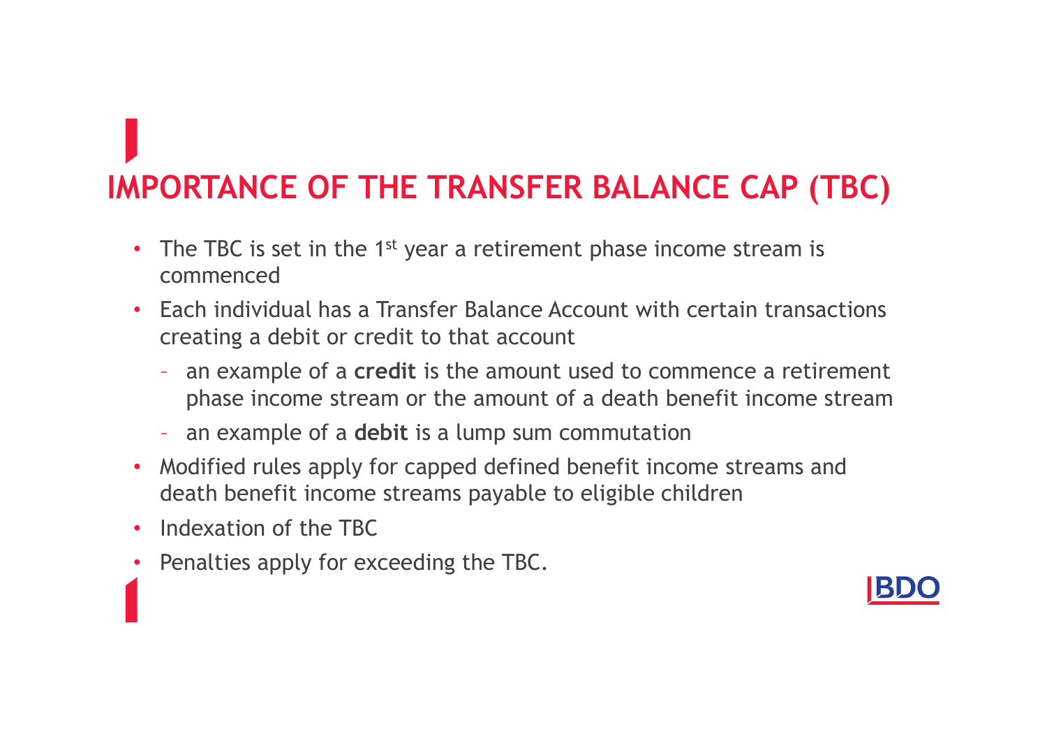# IMPORTANCE OF THE TRANSFER BALANCE CAP (TBC)

- The TBC is set in the 1st year a retirement phase income stream is commenced
- Each individual has a Transfer Balance Account with certain transactions creating a debit or credit to that account
  - an example of a **credit** is the amount used to commence a retirement phase income stream or the amount of a death benefit income stream
  - an example of a **debit** is a lump sum commutation
- Modified rules apply for capped defined benefit income streams and death benefit income streams payable to eligible children
- Indexation of the TBC
- Penalties apply for exceeding the TBC.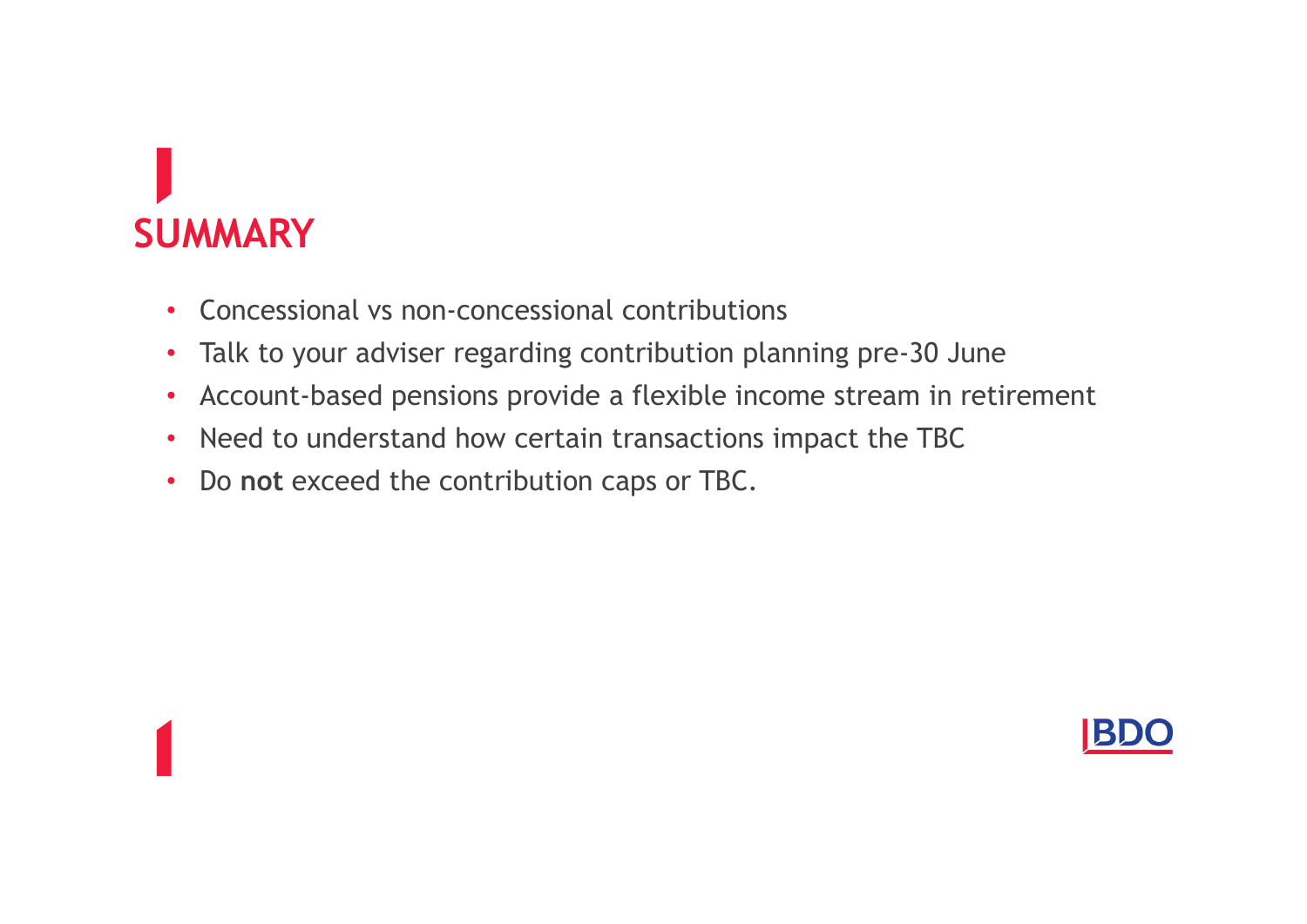# SUMMARY

- Concessional vs non-concessional contributions
- Talk to your adviser regarding contribution planning pre-30 June
- Account-based pensions provide a flexible income stream in retirement
- Need to understand how certain transactions impact the TBC
- Do **not** exceed the contribution caps or TBC.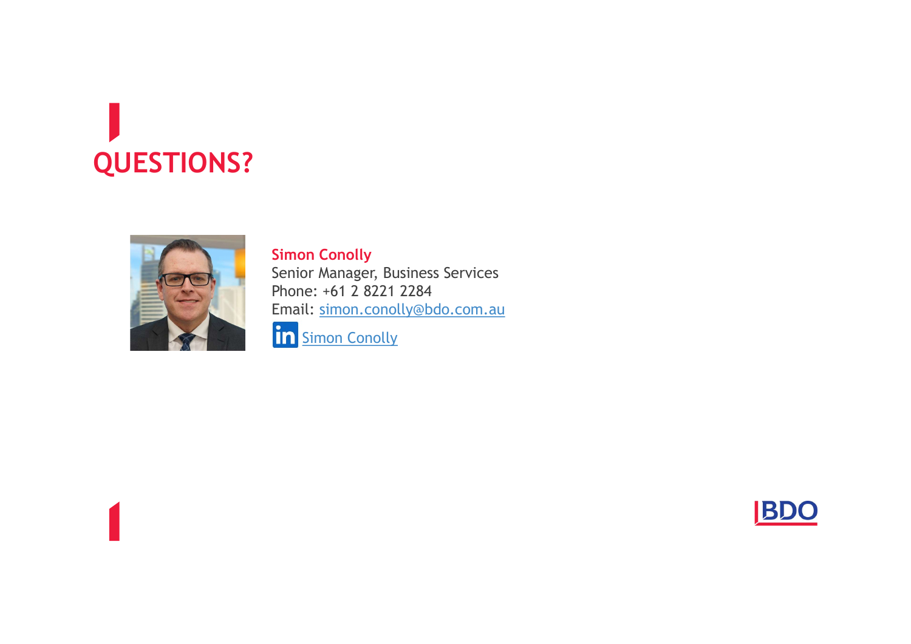# QUESTIONS?

**Simon Conolly**
Senior Manager, Business Services
Phone: +61 2 8221 2284
Email: simon.conolly@bdo.com.au
Simon Conolly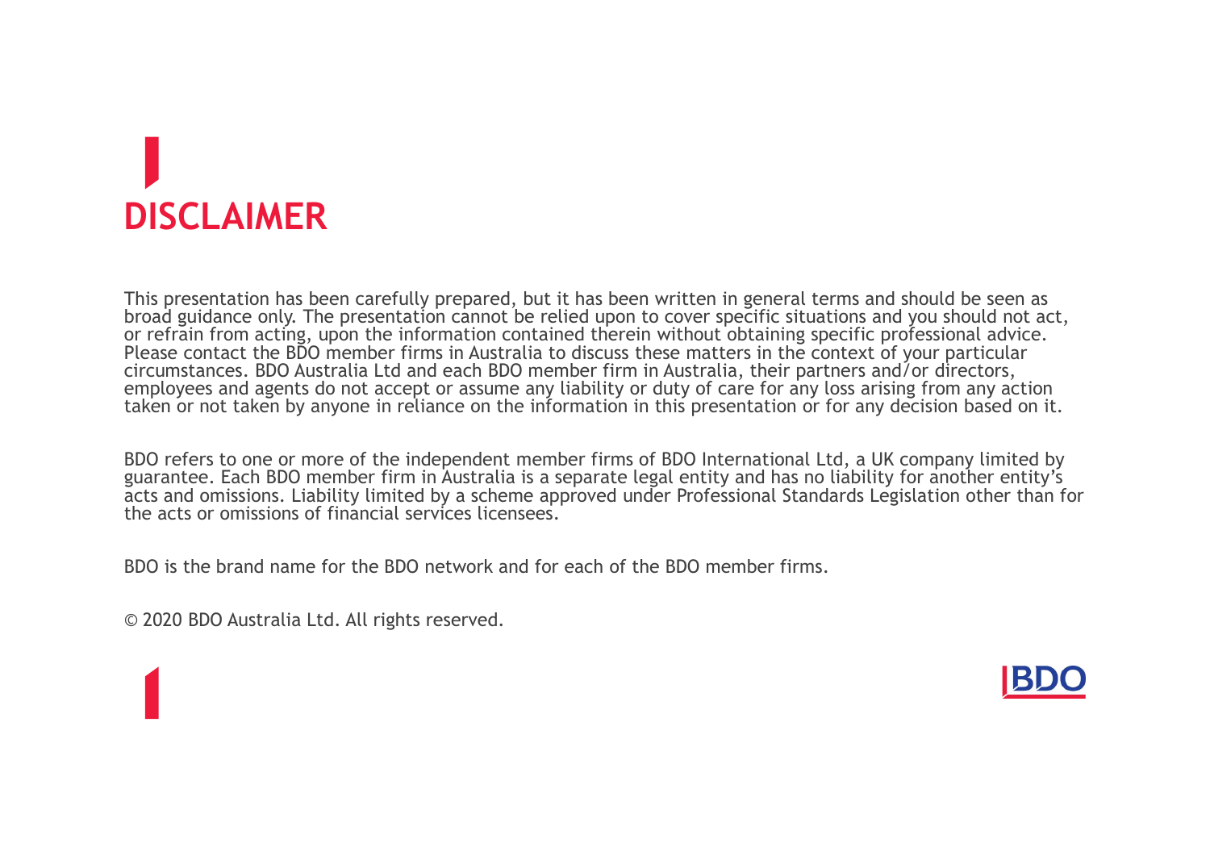# DISCLAIMER

This presentation has been carefully prepared, but it has been written in general terms and should be seen as broad guidance only. The presentation cannot be relied upon to cover specific situations and you should not act, or refrain from acting, upon the information contained therein without obtaining specific professional advice. Please contact the BDO member firms in Australia to discuss these matters in the context of your particular circumstances. BDO Australia Ltd and each BDO member firm in Australia, their partners and/or directors, employees and agents do not accept or assume any liability or duty of care for any loss arising from any action taken or not taken by anyone in reliance on the information in this presentation or for any decision based on it.

BDO refers to one or more of the independent member firms of BDO International Ltd, a UK company limited by guarantee. Each BDO member firm in Australia is a separate legal entity and has no liability for another entity's acts and omissions. Liability limited by a scheme approved under Professional Standards Legislation other than for the acts or omissions of financial services licensees.

BDO is the brand name for the BDO network and for each of the BDO member firms.

© 2020 BDO Australia Ltd. All rights reserved.

BDO